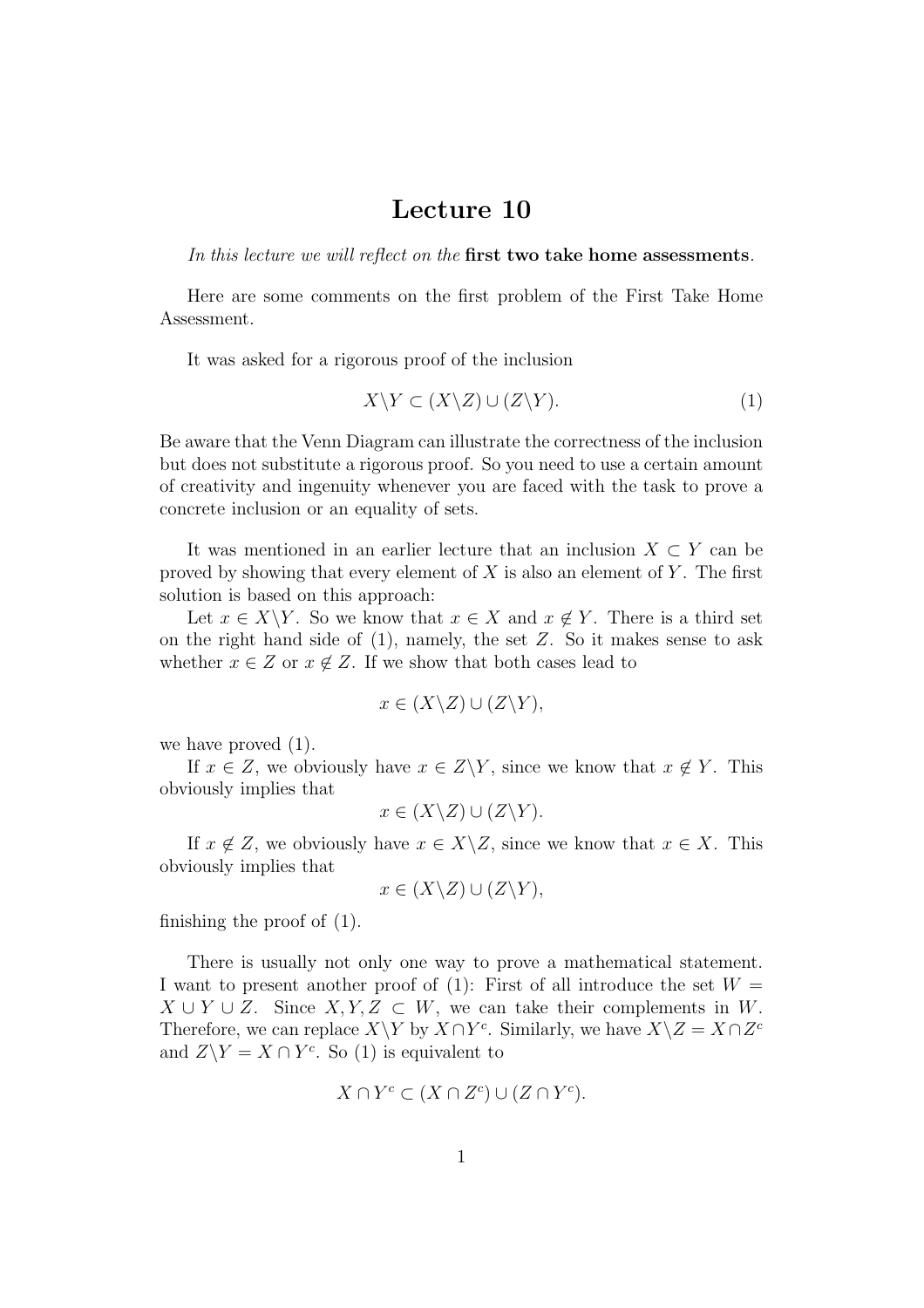# Lecture 10

*In this lecture we will reflect on the* **first two take home assessments***.*

Here are some comments on the first problem of the First Take Home Assessment.

It was asked for a rigorous proof of the inclusion

$$X\backslash Y \subset (X\backslash Z) \cup (Z\backslash Y). \tag{1}$$

Be aware that the Venn Diagram can illustrate the correctness of the inclusion but does not substitute a rigorous proof. So you need to use a certain amount of creativity and ingenuity whenever you are faced with the task to prove a concrete inclusion or an equality of sets.

It was mentioned in an earlier lecture that an inclusion $X \subset Y$ can be proved by showing that every element of $X$ is also an element of $Y$. The first solution is based on this approach:

Let $x \in X\backslash Y$. So we know that $x \in X$ and $x \notin Y$. There is a third set on the right hand side of (1), namely, the set $Z$. So it makes sense to ask whether $x \in Z$ or $x \notin Z$. If we show that both cases lead to

$$x \in (X\backslash Z) \cup (Z\backslash Y),$$

we have proved (1).

If $x \in Z$, we obviously have $x \in Z\backslash Y$, since we know that $x \notin Y$. This obviously implies that

$$x \in (X\backslash Z) \cup (Z\backslash Y).$$

If $x \notin Z$, we obviously have $x \in X\backslash Z$, since we know that $x \in X$. This obviously implies that

$$x \in (X\backslash Z) \cup (Z\backslash Y),$$

finishing the proof of (1).

There is usually not only one way to prove a mathematical statement. I want to present another proof of (1): First of all introduce the set $W = X \cup Y \cup Z$. Since $X, Y, Z \subset W$, we can take their complements in $W$. Therefore, we can replace $X\backslash Y$ by $X \cap Y^c$. Similarly, we have $X\backslash Z = X \cap Z^c$ and $Z\backslash Y = X \cap Y^c$. So (1) is equivalent to

$$X \cap Y^c \subset (X \cap Z^c) \cup (Z \cap Y^c).$$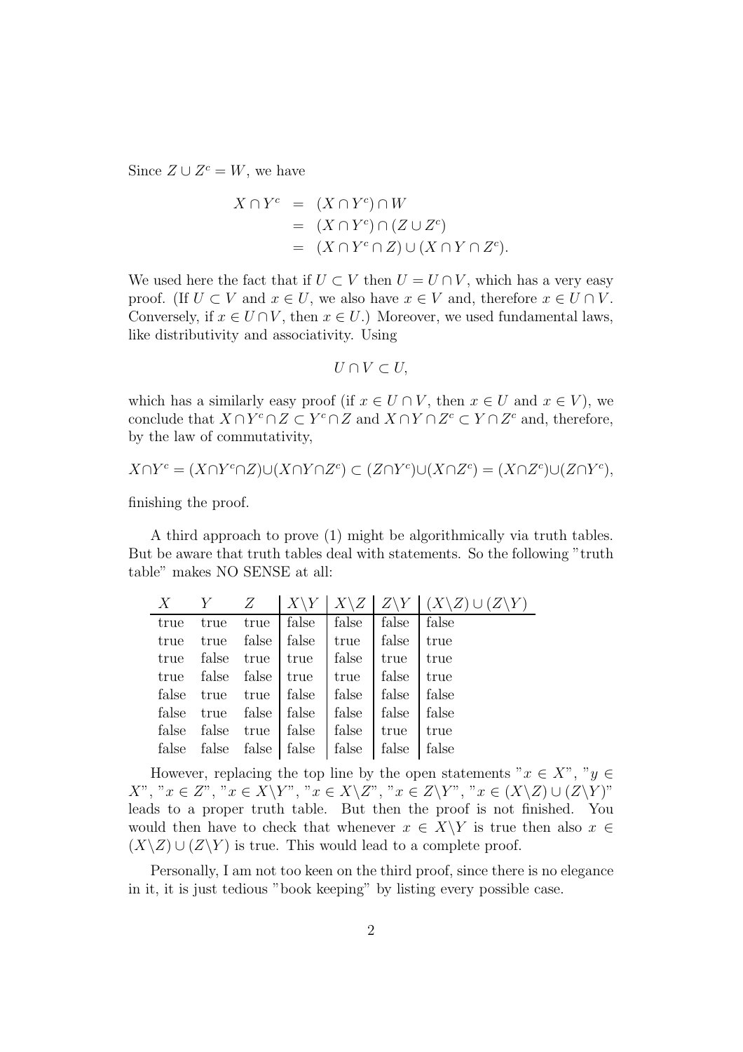Since $Z \cup Z^c = W$, we have

$$
\begin{aligned}
X \cap Y^c &= (X \cap Y^c) \cap W \\
&= (X \cap Y^c) \cap (Z \cup Z^c) \\
&= (X \cap Y^c \cap Z) \cup (X \cap Y \cap Z^c).
\end{aligned}
$$

We used here the fact that if $U \subset V$ then $U = U \cap V$, which has a very easy proof. (If $U \subset V$ and $x \in U$, we also have $x \in V$ and, therefore $x \in U \cap V$. Conversely, if $x \in U \cap V$, then $x \in U$.) Moreover, we used fundamental laws, like distributivity and associativity. Using

$$U \cap V \subset U,$$

which has a similarly easy proof (if $x \in U \cap V$, then $x \in U$ and $x \in V$), we conclude that $X \cap Y^c \cap Z \subset Y^c \cap Z$ and $X \cap Y \cap Z^c \subset Y \cap Z^c$ and, therefore, by the law of commutativity,

$$X \cap Y^c = (X \cap Y^c \cap Z) \cup (X \cap Y \cap Z^c) \subset (Z \cap Y^c) \cup (X \cap Z^c) = (X \cap Z^c) \cup (Z \cap Y^c),$$

finishing the proof.

A third approach to prove (1) might be algorithmically via truth tables. But be aware that truth tables deal with statements. So the following "truth table" makes NO SENSE at all:

| $X$ | $Y$ | $Z$ | $X \backslash Y$ | $X \backslash Z$ | $Z \backslash Y$ | $(X \backslash Z) \cup (Z \backslash Y)$ |
|---|---|---|---|---|---|---|
| true | true | true | false | false | false | false |
| true | true | false | false | true | false | true |
| true | false | true | true | false | true | true |
| true | false | false | true | true | false | true |
| false | true | true | false | false | false | false |
| false | true | false | false | false | false | false |
| false | false | true | false | false | true | true |
| false | false | false | false | false | false | false |

However, replacing the top line by the open statements "$x \in X$", "$y \in X$", "$x \in Z$", "$x \in X \backslash Y$", "$x \in X \backslash Z$", "$x \in Z \backslash Y$", "$x \in (X \backslash Z) \cup (Z \backslash Y)$" leads to a proper truth table. But then the proof is not finished. You would then have to check that whenever $x \in X \backslash Y$ is true then also $x \in (X \backslash Z) \cup (Z \backslash Y)$ is true. This would lead to a complete proof.

Personally, I am not too keen on the third proof, since there is no elegance in it, it is just tedious "book keeping" by listing every possible case.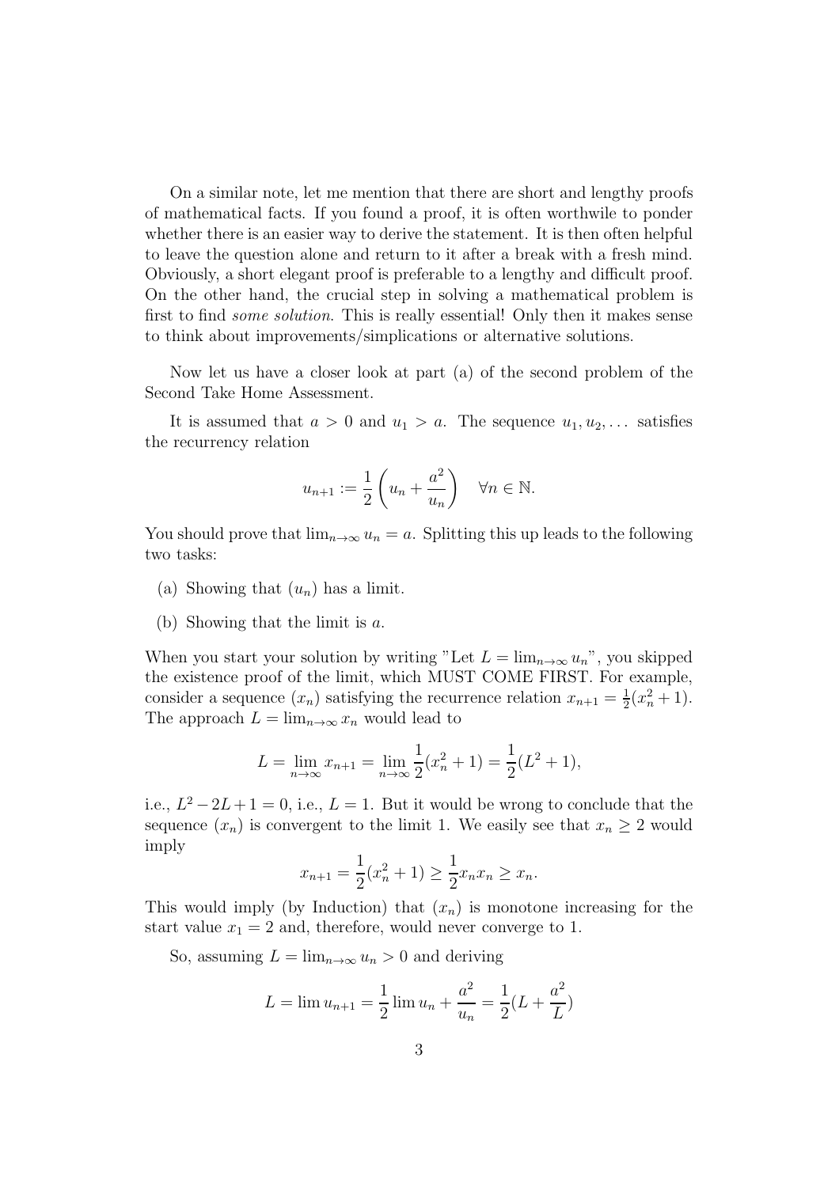On a similar note, let me mention that there are short and lengthy proofs of mathematical facts. If you found a proof, it is often worthwile to ponder whether there is an easier way to derive the statement. It is then often helpful to leave the question alone and return to it after a break with a fresh mind. Obviously, a short elegant proof is preferable to a lengthy and difficult proof. On the other hand, the crucial step in solving a mathematical problem is first to find *some solution*. This is really essential! Only then it makes sense to think about improvements/simplications or alternative solutions.

Now let us have a closer look at part (a) of the second problem of the Second Take Home Assessment.

It is assumed that $a > 0$ and $u_1 > a$. The sequence $u_1, u_2, \dots$ satisfies the recurrency relation

$$u_{n+1} := \frac{1}{2}\left(u_n + \frac{a^2}{u_n}\right) \quad \forall n \in \mathbb{N}.$$

You should prove that $\lim_{n\to\infty} u_n = a$. Splitting this up leads to the following two tasks:

(a) Showing that $(u_n)$ has a limit.

(b) Showing that the limit is $a$.

When you start your solution by writing "Let $L = \lim_{n\to\infty} u_n$", you skipped the existence proof of the limit, which MUST COME FIRST. For example, consider a sequence $(x_n)$ satisfying the recurrence relation $x_{n+1} = \frac{1}{2}(x_n^2 + 1)$. The approach $L = \lim_{n\to\infty} x_n$ would lead to

$$L = \lim_{n\to\infty} x_{n+1} = \lim_{n\to\infty} \frac{1}{2}(x_n^2 + 1) = \frac{1}{2}(L^2 + 1),$$

i.e., $L^2 - 2L + 1 = 0$, i.e., $L = 1$. But it would be wrong to conclude that the sequence $(x_n)$ is convergent to the limit 1. We easily see that $x_n \geq 2$ would imply

$$x_{n+1} = \frac{1}{2}(x_n^2 + 1) \geq \frac{1}{2} x_n x_n \geq x_n.$$

This would imply (by Induction) that $(x_n)$ is monotone increasing for the start value $x_1 = 2$ and, therefore, would never converge to 1.

So, assuming $L = \lim_{n\to\infty} u_n > 0$ and deriving

$$L = \lim u_{n+1} = \frac{1}{2} \lim u_n + \frac{a^2}{u_n} = \frac{1}{2}(L + \frac{a^2}{L})$$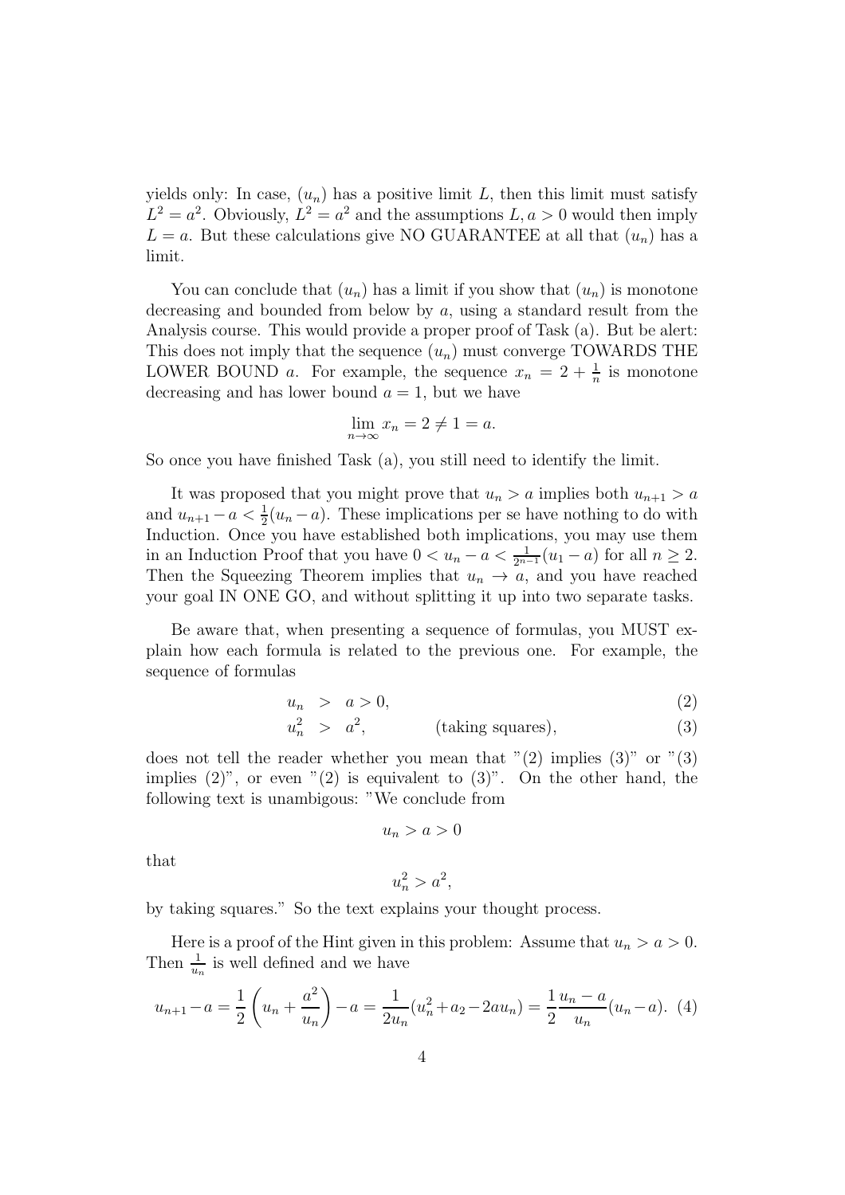yields only: In case, $(u_n)$ has a positive limit $L$, then this limit must satisfy $L^2 = a^2$. Obviously, $L^2 = a^2$ and the assumptions $L, a > 0$ would then imply $L = a$. But these calculations give NO GUARANTEE at all that $(u_n)$ has a limit.

You can conclude that $(u_n)$ has a limit if you show that $(u_n)$ is monotone decreasing and bounded from below by $a$, using a standard result from the Analysis course. This would provide a proper proof of Task (a). But be alert: This does not imply that the sequence $(u_n)$ must converge TOWARDS THE LOWER BOUND $a$. For example, the sequence $x_n = 2 + \frac{1}{n}$ is monotone decreasing and has lower bound $a = 1$, but we have

$$\lim_{n\to\infty} x_n = 2 \neq 1 = a.$$

So once you have finished Task (a), you still need to identify the limit.

It was proposed that you might prove that $u_n > a$ implies both $u_{n+1} > a$ and $u_{n+1} - a < \frac{1}{2}(u_n - a)$. These implications per se have nothing to do with Induction. Once you have established both implications, you may use them in an Induction Proof that you have $0 < u_n - a < \frac{1}{2^{n-1}}(u_1 - a)$ for all $n \geq 2$. Then the Squeezing Theorem implies that $u_n \to a$, and you have reached your goal IN ONE GO, and without splitting it up into two separate tasks.

Be aware that, when presenting a sequence of formulas, you MUST explain how each formula is related to the previous one. For example, the sequence of formulas

$$u_n \; > \; a > 0, \tag{2}$$

$$u_n^2 \; > \; a^2, \qquad \text{(taking squares)}, \tag{3}$$

does not tell the reader whether you mean that "(2) implies (3)" or "(3) implies (2)", or even "(2) is equivalent to (3)". On the other hand, the following text is unambigous: "We conclude from

$$u_n > a > 0$$

that

$$u_n^2 > a^2,$$

by taking squares." So the text explains your thought process.

Here is a proof of the Hint given in this problem: Assume that $u_n > a > 0$. Then $\frac{1}{u_n}$ is well defined and we have

$$u_{n+1} - a = \frac{1}{2}\left(u_n + \frac{a^2}{u_n}\right) - a = \frac{1}{2u_n}(u_n^2 + a_2 - 2au_n) = \frac{1}{2}\frac{u_n - a}{u_n}(u_n - a). \tag{4}$$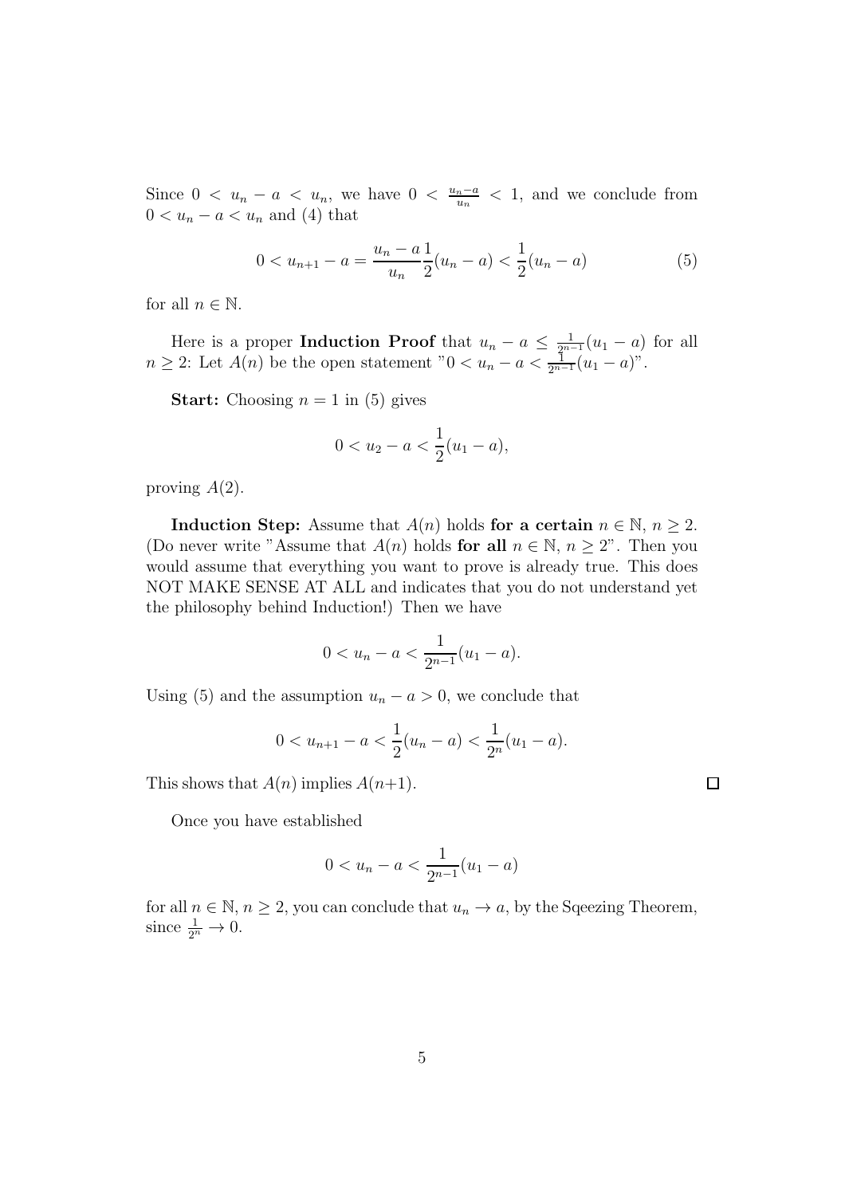Since $0 < u_n - a < u_n$, we have $0 < \frac{u_n - a}{u_n} < 1$, and we conclude from $0 < u_n - a < u_n$ and (4) that

$$0 < u_{n+1} - a = \frac{u_n - a}{u_n}\frac{1}{2}(u_n - a) < \frac{1}{2}(u_n - a) \tag{5}$$

for all $n \in \mathbb{N}$.

Here is a proper **Induction Proof** that $u_n - a \leq \frac{1}{2^{n-1}}(u_1 - a)$ for all $n \geq 2$: Let $A(n)$ be the open statement "$0 < u_n - a < \frac{1}{2^{n-1}}(u_1 - a)$".

**Start:** Choosing $n = 1$ in (5) gives

$$0 < u_2 - a < \frac{1}{2}(u_1 - a),$$

proving $A(2)$.

**Induction Step:** Assume that $A(n)$ holds **for a certain** $n \in \mathbb{N}$, $n \geq 2$. (Do never write "Assume that $A(n)$ holds **for all** $n \in \mathbb{N}$, $n \geq 2$". Then you would assume that everything you want to prove is already true. This does NOT MAKE SENSE AT ALL and indicates that you do not understand yet the philosophy behind Induction!) Then we have

$$0 < u_n - a < \frac{1}{2^{n-1}}(u_1 - a).$$

Using (5) and the assumption $u_n - a > 0$, we conclude that

$$0 < u_{n+1} - a < \frac{1}{2}(u_n - a) < \frac{1}{2^n}(u_1 - a).$$

This shows that $A(n)$ implies $A(n+1)$. $\square$

Once you have established

$$0 < u_n - a < \frac{1}{2^{n-1}}(u_1 - a)$$

for all $n \in \mathbb{N}$, $n \geq 2$, you can conclude that $u_n \to a$, by the Sqeezing Theorem, since $\frac{1}{2^n} \to 0$.